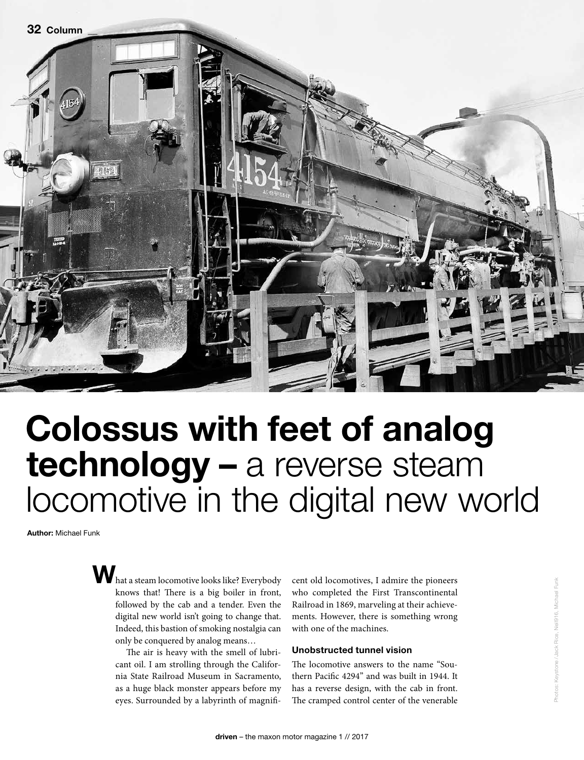# Colossus with feet of analog technology – a reverse steam locomotive in the digital new world

**Author:** Michael Funk

What a steam locomotive looks like? Everybody knows that! There is a big boiler in front, followed by the cab and a tender. Even the digital new world isn't going to change that. Indeed, this bastion of smoking nostalgia can only be conquered by analog means…

The air is heavy with the smell of lubricant oil. I am strolling through the California State Railroad Museum in Sacramento, as a huge black monster appears before my eyes. Surrounded by a labyrinth of magnificent old locomotives, I admire the pioneers who completed the First Transcontinental Railroad in 1869, marveling at their achievements. However, there is something wrong with one of the machines.

### Unobstructed tunnel vision

The locomotive answers to the name "Southern Pacific 4294" and was built in 1944. It has a reverse design, with the cab in front. The cramped control center of the venerable

Photos: Keystone / Jack Rice, Neil916, Michael Funk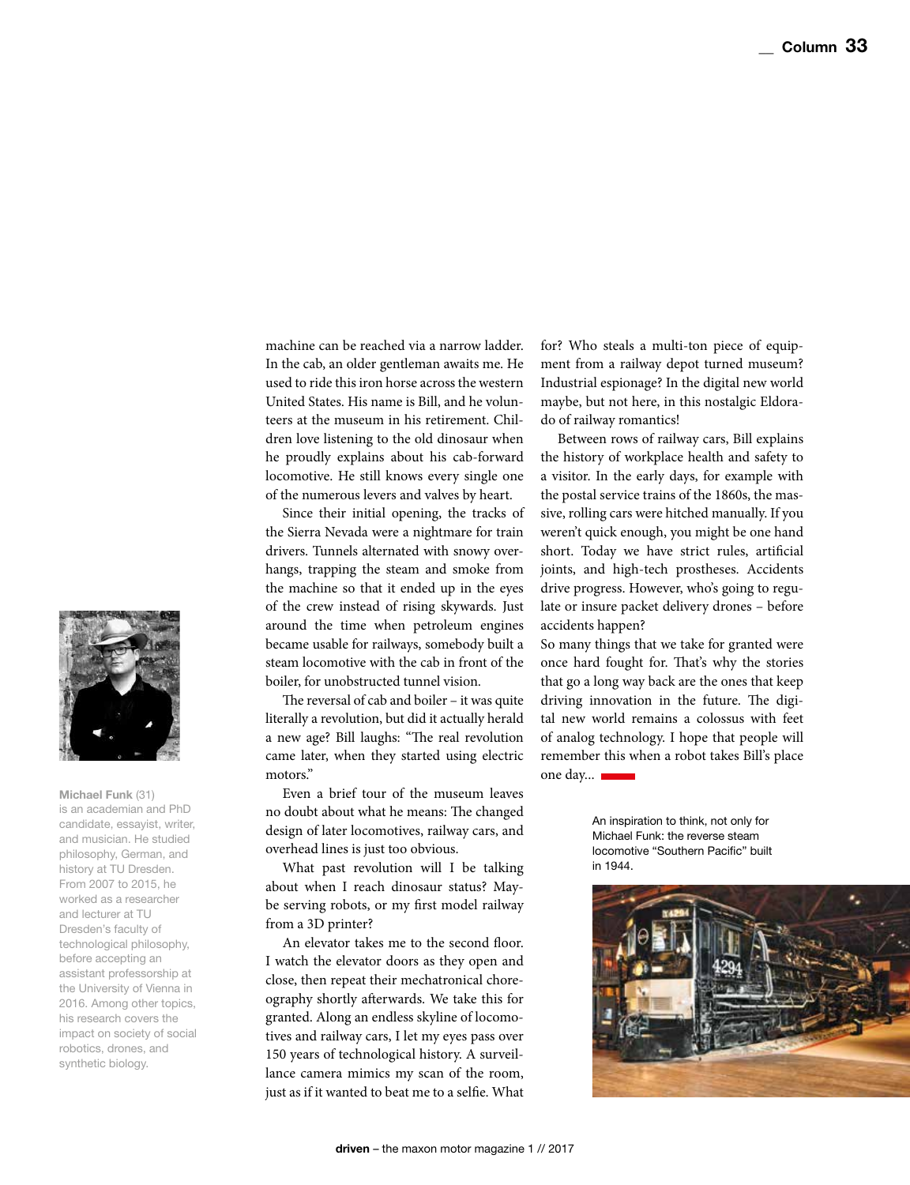machine can be reached via a narrow ladder. In the cab, an older gentleman awaits me. He used to ride this iron horse across the western United States. His name is Bill, and he volunteers at the museum in his retirement. Children love listening to the old dinosaur when he proudly explains about his cab-forward locomotive. He still knows every single one of the numerous levers and valves by heart.

Since their initial opening, the tracks of the Sierra Nevada were a nightmare for train drivers. Tunnels alternated with snowy overhangs, trapping the steam and smoke from the machine so that it ended up in the eyes of the crew instead of rising skywards. Just around the time when petroleum engines became usable for railways, somebody built a steam locomotive with the cab in front of the boiler, for unobstructed tunnel vision.

The reversal of cab and boiler – it was quite literally a revolution, but did it actually herald a new age? Bill laughs: "The real revolution came later, when they started using electric motors."

Even a brief tour of the museum leaves no doubt about what he means: The changed design of later locomotives, railway cars, and overhead lines is just too obvious.

What past revolution will I be talking about when I reach dinosaur status? Maybe serving robots, or my first model railway from a 3D printer?

An elevator takes me to the second floor. I watch the elevator doors as they open and close, then repeat their mechatronical choreography shortly afterwards. We take this for granted. Along an endless skyline of locomotives and railway cars, I let my eyes pass over 150 years of technological history. A surveillance camera mimics my scan of the room, just as if it wanted to beat me to a selfie. What for? Who steals a multi-ton piece of equipment from a railway depot turned museum? Industrial espionage? In the digital new world maybe, but not here, in this nostalgic Eldorado of railway romantics!

Between rows of railway cars, Bill explains the history of workplace health and safety to a visitor. In the early days, for example with the postal service trains of the 1860s, the massive, rolling cars were hitched manually. If you weren't quick enough, you might be one hand short. Today we have strict rules, artificial joints, and high-tech prostheses. Accidents drive progress. However, who's going to regulate or insure packet delivery drones – before accidents happen?

So many things that we take for granted were once hard fought for. That's why the stories that go a long way back are the ones that keep driving innovation in the future. The digital new world remains a colossus with feet of analog technology. I hope that people will remember this when a robot takes Bill's place one day...

**Michael Funk** (31) is an academian and PhD candidate, essayist, writer, and musician. He studied philosophy, German, and history at TU Dresden. From 2007 to 2015, he worked as a researcher and lecturer at TU Dresden's faculty of technological philosophy, before accepting an assistant professorship at the University of Vienna in 2016. Among other topics, his research covers the impact on society of social robotics, drones, and synthetic biology.

An inspiration to think, not only for Michael Funk: the reverse steam locomotive "Southern Pacific" built in 1944.